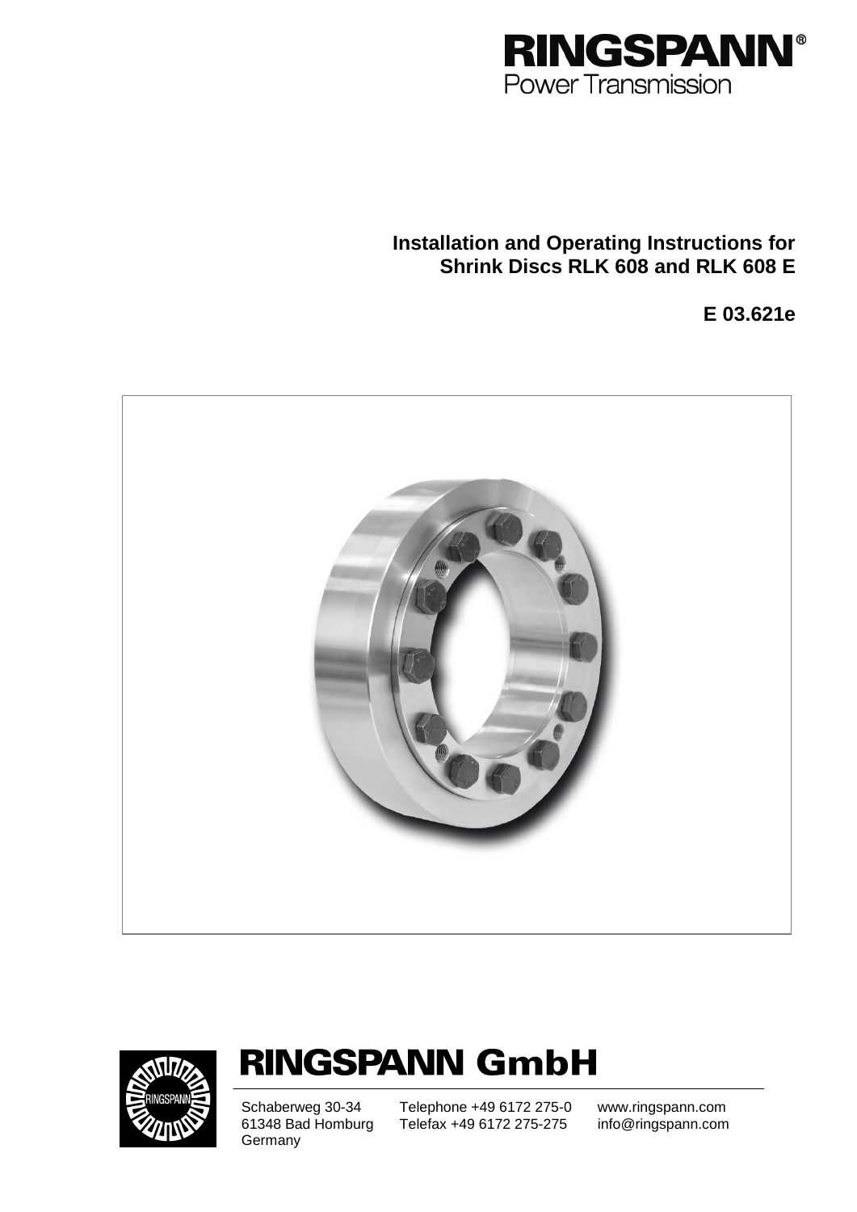RINGSPANN®
Power Transmission

# Installation and Operating Instructions for Shrink Discs RLK 608 and RLK 608 E

**E 03.621e**

## RINGSPANN GmbH

Schaberweg 30-34
61348 Bad Homburg
Germany

Telephone +49 6172 275-0
Telefax +49 6172 275-275

www.ringspann.com
info@ringspann.com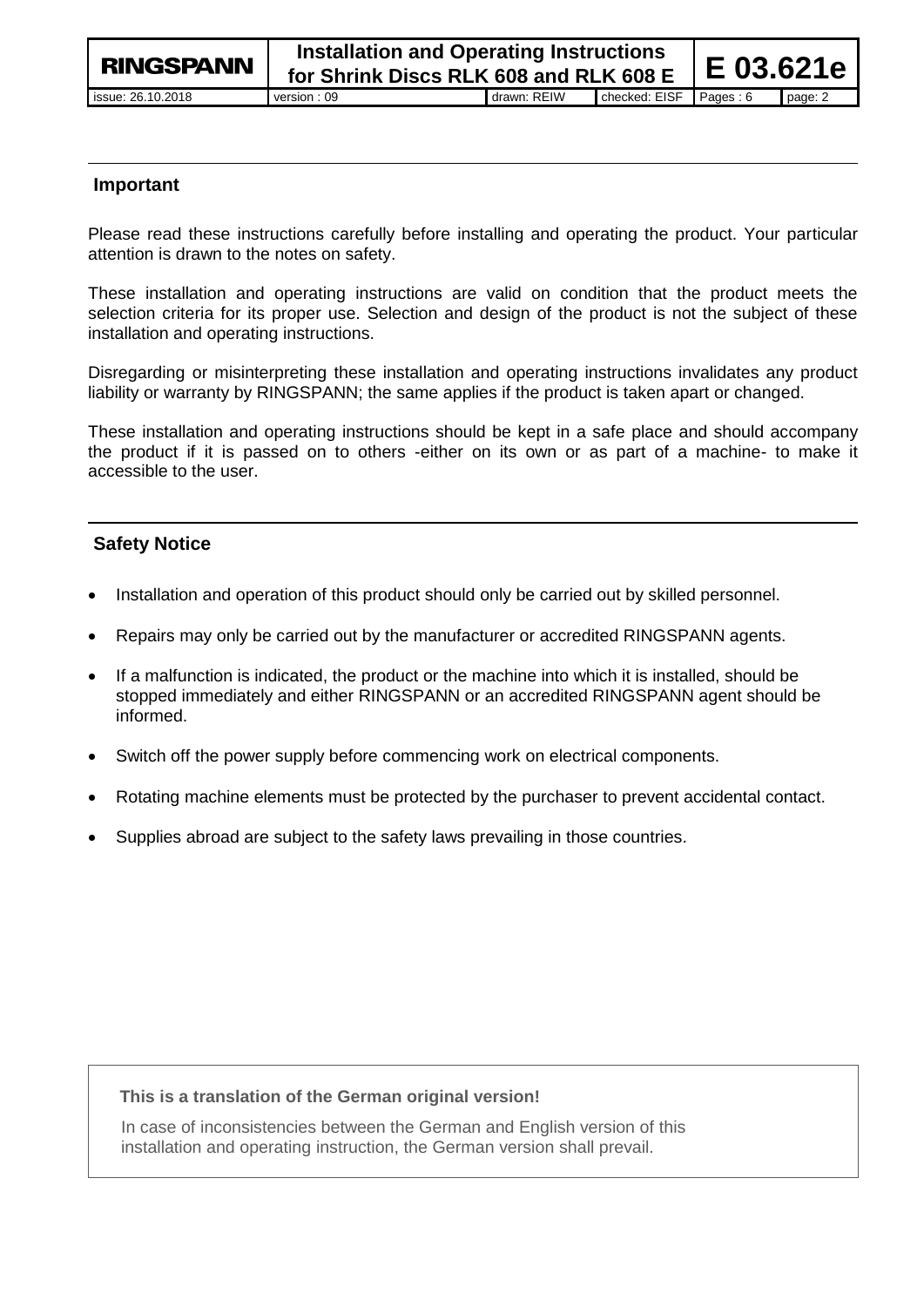## Important

Please read these instructions carefully before installing and operating the product. Your particular attention is drawn to the notes on safety.

These installation and operating instructions are valid on condition that the product meets the selection criteria for its proper use. Selection and design of the product is not the subject of these installation and operating instructions.

Disregarding or misinterpreting these installation and operating instructions invalidates any product liability or warranty by RINGSPANN; the same applies if the product is taken apart or changed.

These installation and operating instructions should be kept in a safe place and should accompany the product if it is passed on to others -either on its own or as part of a machine- to make it accessible to the user.

## Safety Notice

- Installation and operation of this product should only be carried out by skilled personnel.
- Repairs may only be carried out by the manufacturer or accredited RINGSPANN agents.
- If a malfunction is indicated, the product or the machine into which it is installed, should be stopped immediately and either RINGSPANN or an accredited RINGSPANN agent should be informed.
- Switch off the power supply before commencing work on electrical components.
- Rotating machine elements must be protected by the purchaser to prevent accidental contact.
- Supplies abroad are subject to the safety laws prevailing in those countries.

**This is a translation of the German original version!**

In case of inconsistencies between the German and English version of this installation and operating instruction, the German version shall prevail.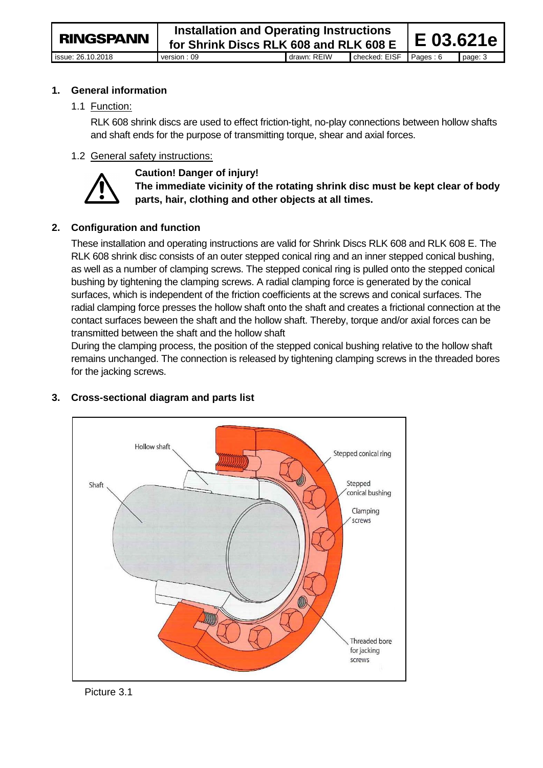## 1. General information

### 1.1 Function:

RLK 608 shrink discs are used to effect friction-tight, no-play connections between hollow shafts and shaft ends for the purpose of transmitting torque, shear and axial forces.

### 1.2 General safety instructions:

**Caution! Danger of injury!**
**The immediate vicinity of the rotating shrink disc must be kept clear of body parts, hair, clothing and other objects at all times.**

## 2. Configuration and function

These installation and operating instructions are valid for Shrink Discs RLK 608 and RLK 608 E. The RLK 608 shrink disc consists of an outer stepped conical ring and an inner stepped conical bushing, as well as a number of clamping screws. The stepped conical ring is pulled onto the stepped conical bushing by tightening the clamping screws. A radial clamping force is generated by the conical surfaces, which is independent of the friction coefficients at the screws and conical surfaces. The radial clamping force presses the hollow shaft onto the shaft and creates a frictional connection at the contact surfaces beween the shaft and the hollow shaft. Thereby, torque and/or axial forces can be transmitted between the shaft and the hollow shaft
During the clamping process, the position of the stepped conical bushing relative to the hollow shaft remains unchanged. The connection is released by tightening clamping screws in the threaded bores for the jacking screws.

## 3. Cross-sectional diagram and parts list

Hollow shaft
Shaft
Stepped conical ring
Stepped conical bushing
Clamping screws
Threaded bore for jacking screws

Picture 3.1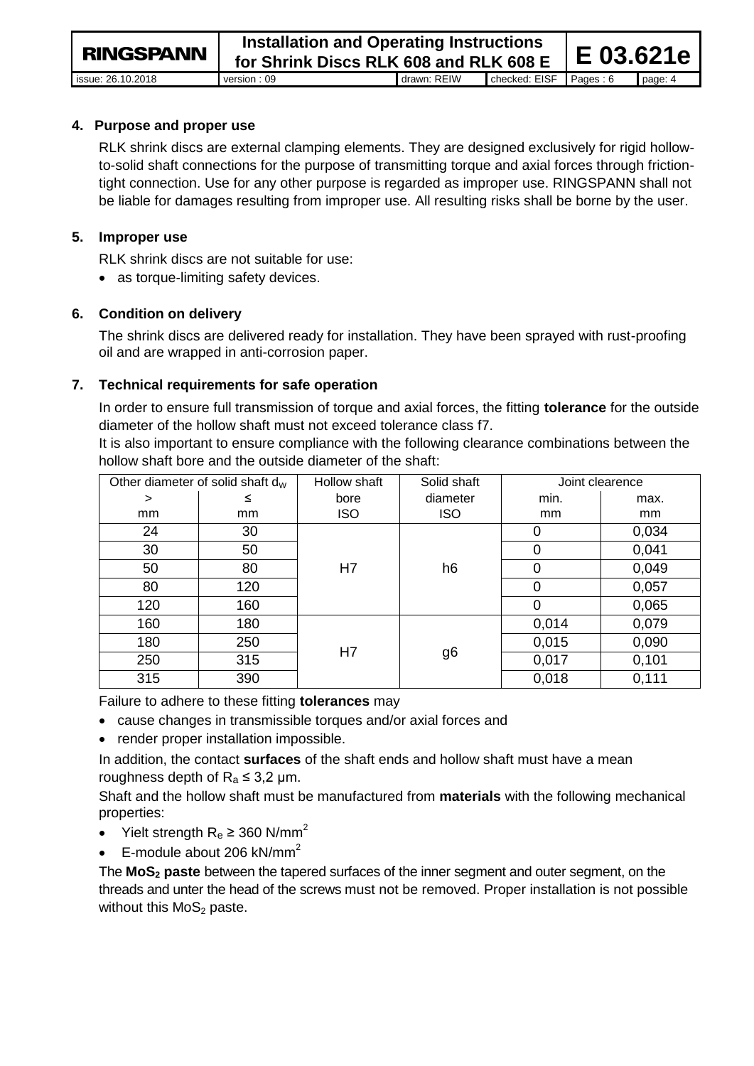## 4. Purpose and proper use

RLK shrink discs are external clamping elements. They are designed exclusively for rigid hollow-to-solid shaft connections for the purpose of transmitting torque and axial forces through friction-tight connection. Use for any other purpose is regarded as improper use. RINGSPANN shall not be liable for damages resulting from improper use. All resulting risks shall be borne by the user.

## 5. Improper use

RLK shrink discs are not suitable for use:

- as torque-limiting safety devices.

## 6. Condition on delivery

The shrink discs are delivered ready for installation. They have been sprayed with rust-proofing oil and are wrapped in anti-corrosion paper.

## 7. Technical requirements for safe operation

In order to ensure full transmission of torque and axial forces, the fitting **tolerance** for the outside diameter of the hollow shaft must not exceed tolerance class f7.

It is also important to ensure compliance with the following clearance combinations between the hollow shaft bore and the outside diameter of the shaft:

| Other diameter of solid shaft $d_W$ | | Hollow shaft | Solid shaft | Joint clearence | |
|---|---|---|---|---|---|
| > | ≤ | bore | diameter | min. | max. |
| mm | mm | ISO | ISO | mm | mm |
| 24 | 30 | H7 | h6 | 0 | 0,034 |
| 30 | 50 | | | 0 | 0,041 |
| 50 | 80 | | | 0 | 0,049 |
| 80 | 120 | | | 0 | 0,057 |
| 120 | 160 | | | 0 | 0,065 |
| 160 | 180 | H7 | g6 | 0,014 | 0,079 |
| 180 | 250 | | | 0,015 | 0,090 |
| 250 | 315 | | | 0,017 | 0,101 |
| 315 | 390 | | | 0,018 | 0,111 |

Failure to adhere to these fitting **tolerances** may

- cause changes in transmissible torques and/or axial forces and
- render proper installation impossible.

In addition, the contact **surfaces** of the shaft ends and hollow shaft must have a mean roughness depth of $R_a \leq 3{,}2$ µm.

Shaft and the hollow shaft must be manufactured from **materials** with the following mechanical properties:

- Yielt strength $R_e \geq 360$ N/mm$^2$
- E-module about 206 kN/mm$^2$

The **$MoS_2$ paste** between the tapered surfaces of the inner segment and outer segment, on the threads and unter the head of the screws must not be removed. Proper installation is not possible without this $MoS_2$ paste.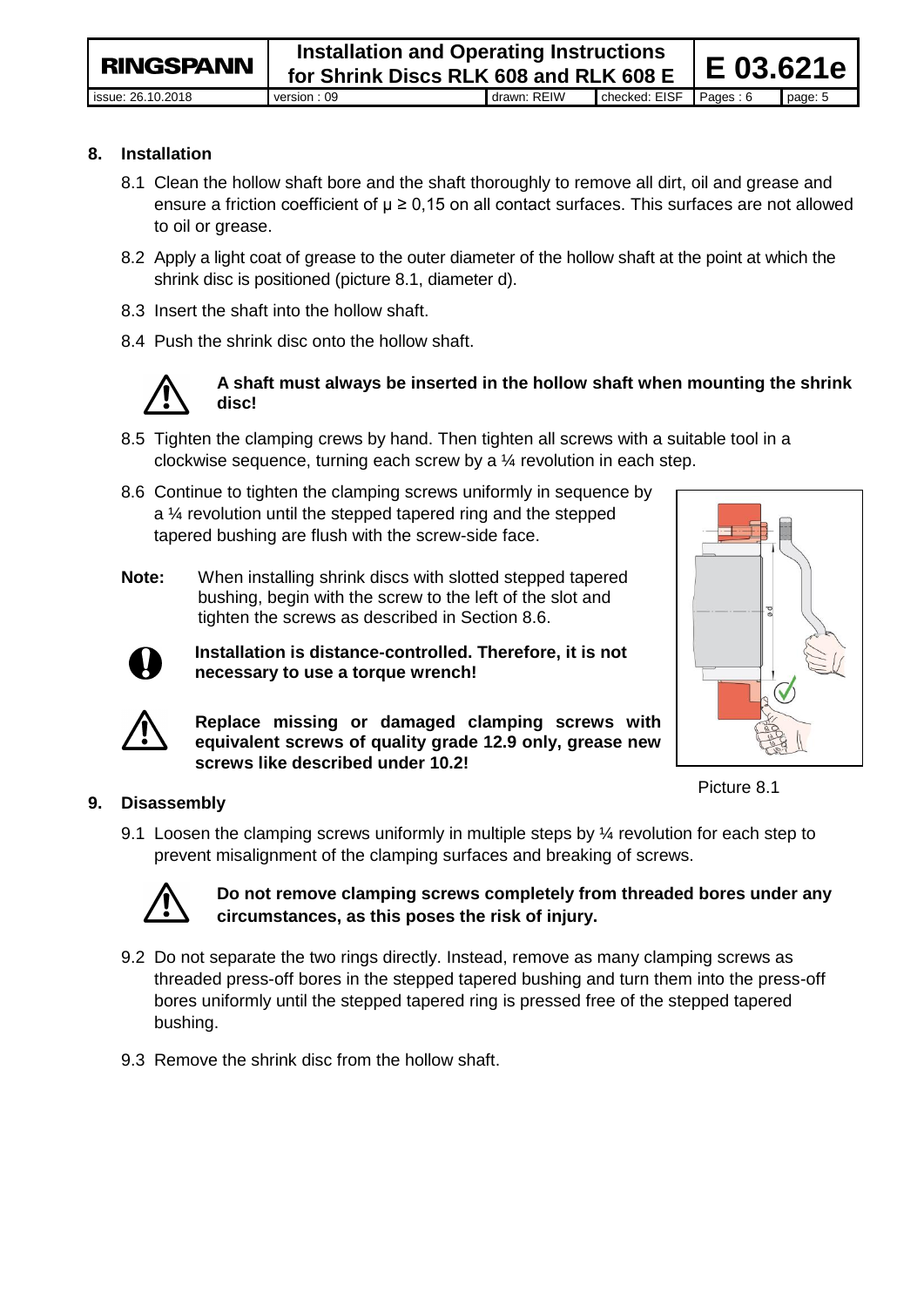## 8. Installation

8.1 Clean the hollow shaft bore and the shaft thoroughly to remove all dirt, oil and grease and ensure a friction coefficient of μ ≥ 0,15 on all contact surfaces. This surfaces are not allowed to oil or grease.

8.2 Apply a light coat of grease to the outer diameter of the hollow shaft at the point at which the shrink disc is positioned (picture 8.1, diameter d).

8.3 Insert the shaft into the hollow shaft.

8.4 Push the shrink disc onto the hollow shaft.

**A shaft must always be inserted in the hollow shaft when mounting the shrink disc!**

8.5 Tighten the clamping crews by hand. Then tighten all screws with a suitable tool in a clockwise sequence, turning each screw by a ¼ revolution in each step.

8.6 Continue to tighten the clamping screws uniformly in sequence by a ¼ revolution until the stepped tapered ring and the stepped tapered bushing are flush with the screw-side face.

**Note:** When installing shrink discs with slotted stepped tapered bushing, begin with the screw to the left of the slot and tighten the screws as described in Section 8.6.

**Installation is distance-controlled. Therefore, it is not necessary to use a torque wrench!**

**Replace missing or damaged clamping screws with equivalent screws of quality grade 12.9 only, grease new screws like described under 10.2!**

Picture 8.1

## 9. Disassembly

9.1 Loosen the clamping screws uniformly in multiple steps by ¼ revolution for each step to prevent misalignment of the clamping surfaces and breaking of screws.

**Do not remove clamping screws completely from threaded bores under any circumstances, as this poses the risk of injury.**

9.2 Do not separate the two rings directly. Instead, remove as many clamping screws as threaded press-off bores in the stepped tapered bushing and turn them into the press-off bores uniformly until the stepped tapered ring is pressed free of the stepped tapered bushing.

9.3 Remove the shrink disc from the hollow shaft.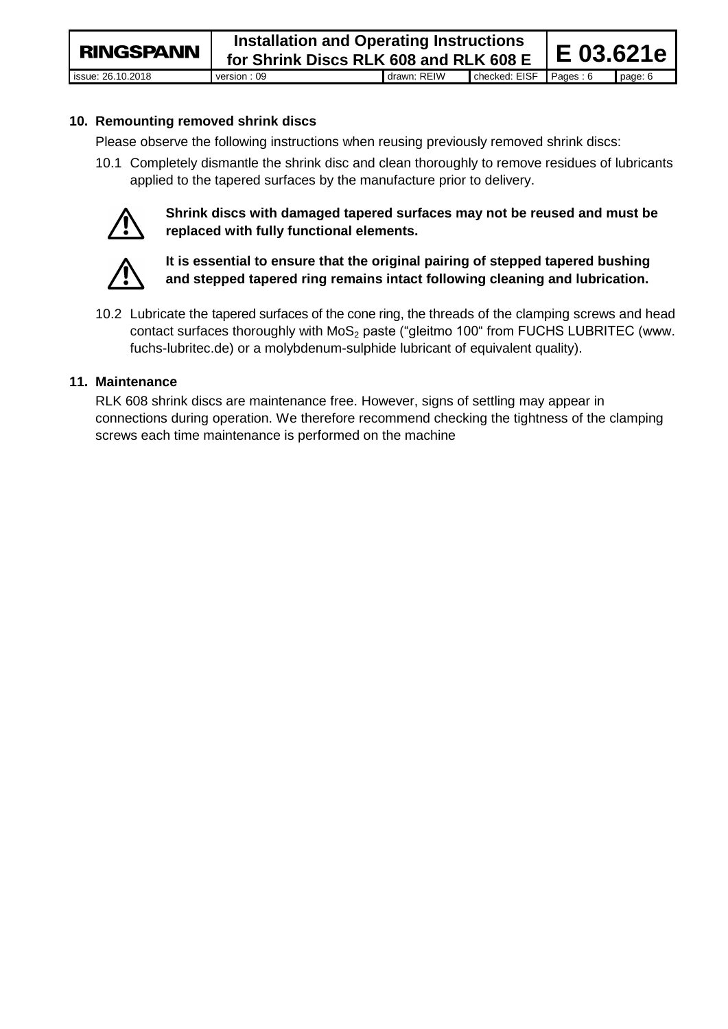## 10. Remounting removed shrink discs

Please observe the following instructions when reusing previously removed shrink discs:

10.1 Completely dismantle the shrink disc and clean thoroughly to remove residues of lubricants applied to the tapered surfaces by the manufacture prior to delivery.

**Shrink discs with damaged tapered surfaces may not be reused and must be replaced with fully functional elements.**

**It is essential to ensure that the original pairing of stepped tapered bushing and stepped tapered ring remains intact following cleaning and lubrication.**

10.2 Lubricate the tapered surfaces of the cone ring, the threads of the clamping screws and head contact surfaces thoroughly with $MoS_2$ paste (“gleitmo 100“ from FUCHS LUBRITEC (www. fuchs-lubritec.de) or a molybdenum-sulphide lubricant of equivalent quality).

## 11. Maintenance

RLK 608 shrink discs are maintenance free. However, signs of settling may appear in connections during operation. We therefore recommend checking the tightness of the clamping screws each time maintenance is performed on the machine